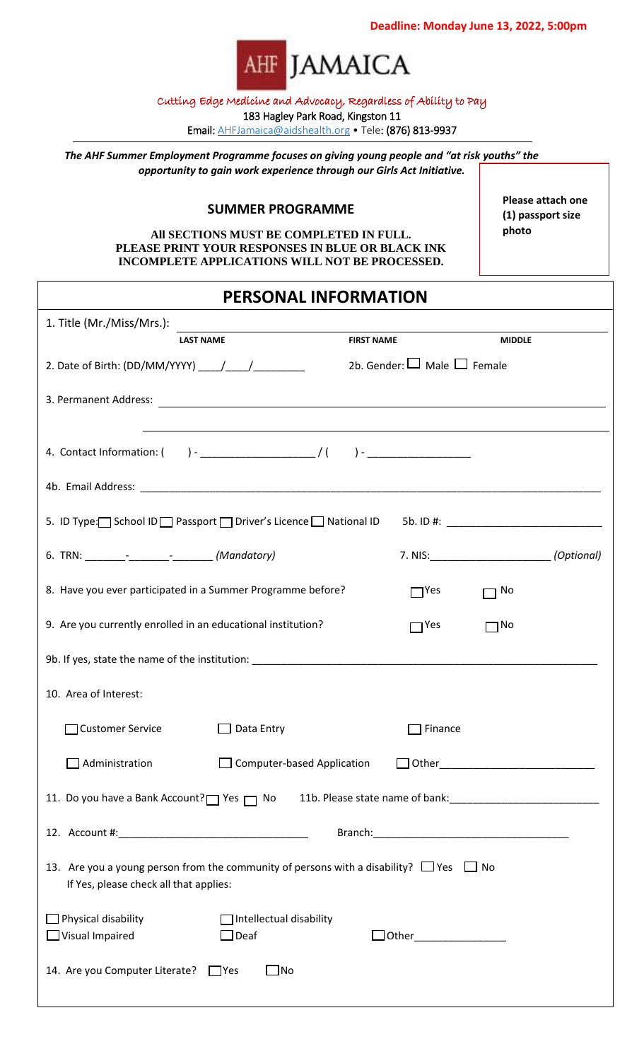**Deadline: Monday June 13, 2022, 5:00pm**

AHF JAMAICA

Cutting Edge Medicine and Advocacy, Regardless of Ability to Pay

183 Hagley Park Road, Kingston 11

Email: AHFJamaica@aidshealth.org • Tele: (876) 813-9937

***The AHF Summer Employment Programme focuses on giving young people and "at risk youths" the opportunity to gain work experience through our Girls Act Initiative.***

**Please attach one (1) passport size photo**

## SUMMER PROGRAMME

**All SECTIONS MUST BE COMPLETED IN FULL.**
**PLEASE PRINT YOUR RESPONSES IN BLUE OR BLACK INK**
**INCOMPLETE APPLICATIONS WILL NOT BE PROCESSED.**

## PERSONAL INFORMATION

1. Title (Mr./Miss/Mrs.): ____________________ ____________________ ____________________
   **LAST NAME** **FIRST NAME** **MIDDLE**

2. Date of Birth: (DD/MM/YYYY) ____/____/________ 2b. Gender: ☐ Male ☐ Female

3. Permanent Address: ______________________________________________
   ______________________________________________

4. Contact Information: (  ) - __________________ / (  ) - ________________

4b. Email Address: ______________________________________________

5. ID Type: ☐ School ID ☐ Passport ☐ Driver's Licence ☐ National ID 5b. ID #: ________________________

6. TRN: _______-_______-_______ *(Mandatory)* 7. NIS:____________________ *(Optional)*

8. Have you ever participated in a Summer Programme before? ☐ Yes ☐ No

9. Are you currently enrolled in an educational institution? ☐ Yes ☐ No

9b. If yes, state the name of the institution: ______________________________________________

10. Area of Interest:

☐ Customer Service ☐ Data Entry ☐ Finance

☐ Administration ☐ Computer-based Application ☐ Other________________________

11. Do you have a Bank Account? ☐ Yes ☐ No 11b. Please state name of bank:________________________

12. Account #:______________________________ Branch:______________________________

13. Are you a young person from the community of persons with a disability? ☐ Yes ☐ No
If Yes, please check all that applies:

☐ Physical disability ☐ Intellectual disability
☐ Visual Impaired ☐ Deaf ☐ Other______________

14. Are you Computer Literate? ☐ Yes ☐ No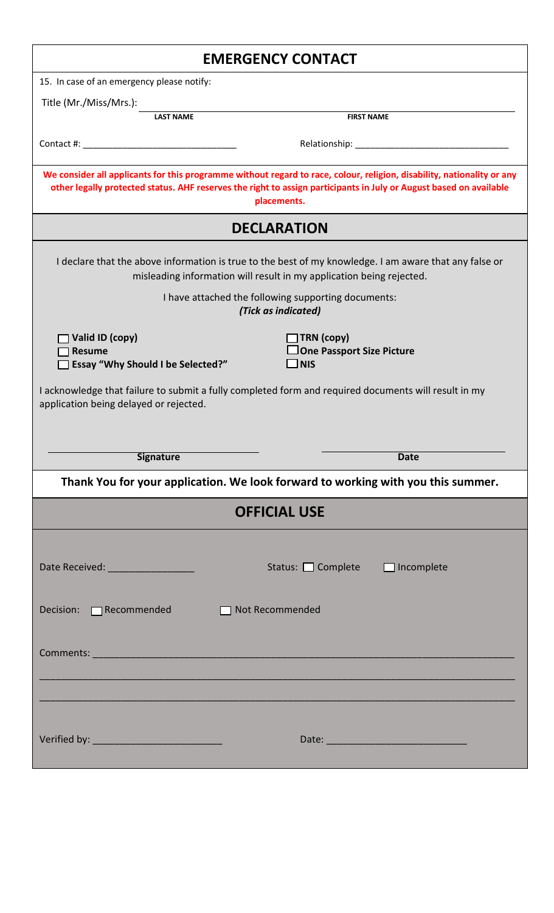## EMERGENCY CONTACT

15. In case of an emergency please notify:

Title (Mr./Miss/Mrs.): ______________________ ______________________

LAST NAME FIRST NAME

Contact #: ______________________________ Relationship: ______________________________

**We consider all applicants for this programme without regard to race, colour, religion, disability, nationality or any other legally protected status. AHF reserves the right to assign participants in July or August based on available placements.**

## DECLARATION

I declare that the above information is true to the best of my knowledge. I am aware that any false or misleading information will result in my application being rejected.

I have attached the following supporting documents:
***(Tick as indicated)***

- ☐ **Valid ID (copy)**
- ☐ **Resume**
- ☐ **Essay "Why Should I be Selected?"**
- ☐ **TRN (copy)**
- ☐ **One Passport Size Picture**
- ☐ **NIS**

I acknowledge that failure to submit a fully completed form and required documents will result in my application being delayed or rejected.

______________________________ ______________________________

**Signature** **Date**

**Thank You for your application. We look forward to working with you this summer.**

## OFFICIAL USE

Date Received: ________________ Status: ☐ Complete ☐ Incomplete

Decision: ☐ Recommended ☐ Not Recommended

Comments: ______________________________________________________________________________

______________________________________________________________________________________

______________________________________________________________________________________

Verified by: ________________________ Date: __________________________